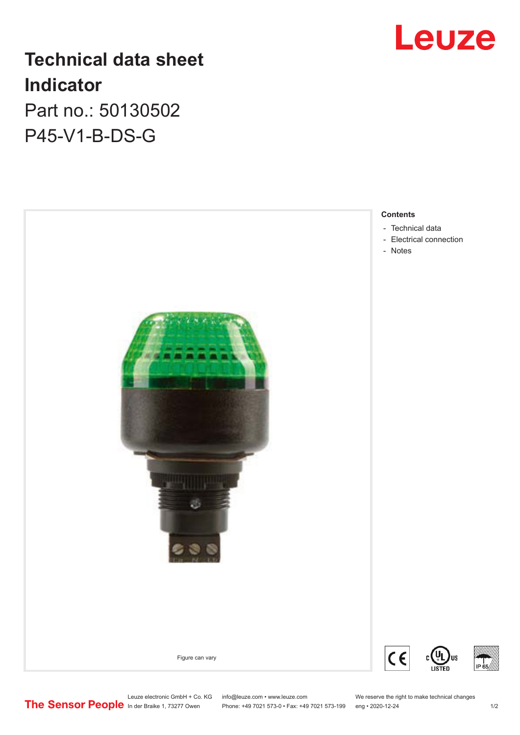# Technical data sheet

# Indicator

Part no.: 50130502

P45-V1-B-DS-G

Leuze

**Contents**

- Technical data
- Electrical connection
- Notes

Figure can vary

Leuze electronic GmbH + Co. KG
In der Braike 1, 73277 Owen

info@leuze.com • www.leuze.com
Phone: +49 7021 573-0 • Fax: +49 7021 573-199

We reserve the right to make technical changes
eng • 2020-12-24

The Sensor People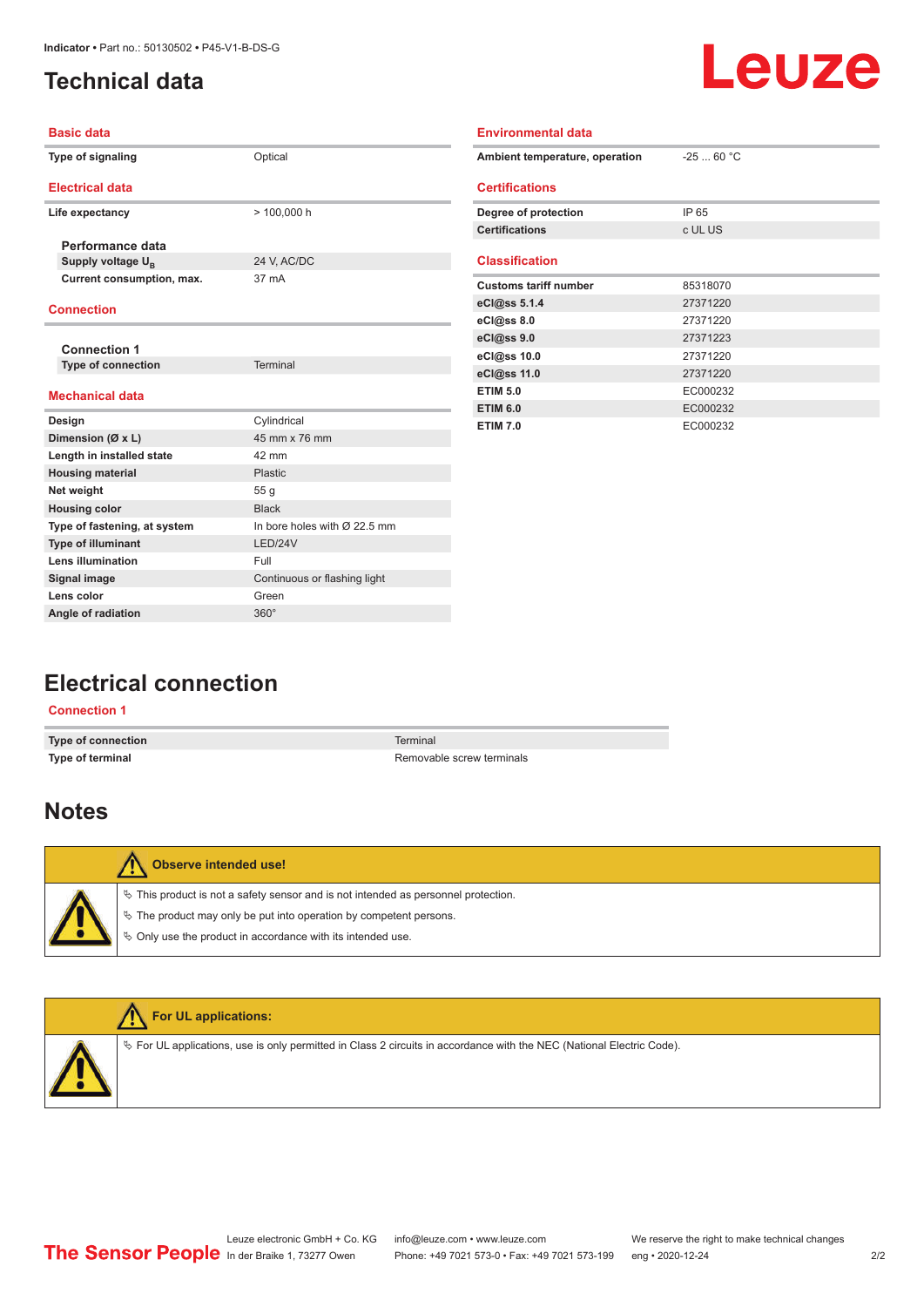Indicator • Part no.: 50130502 • P45-V1-B-DS-G

# Technical data

Leuze

## Basic data

| | |
|---|---|
| Type of signaling | Optical |

## Electrical data

| | |
|---|---|
| Life expectancy | > 100,000 h |
| **Performance data** | |
| Supply voltage $U_B$ | 24 V, AC/DC |
| Current consumption, max. | 37 mA |

## Connection

| | |
|---|---|
| **Connection 1** | |
| Type of connection | Terminal |

## Mechanical data

| | |
|---|---|
| Design | Cylindrical |
| Dimension (Ø x L) | 45 mm x 76 mm |
| Length in installed state | 42 mm |
| Housing material | Plastic |
| Net weight | 55 g |
| Housing color | Black |
| Type of fastening, at system | In bore holes with Ø 22.5 mm |
| Type of illuminant | LED/24V |
| Lens illumination | Full |
| Signal image | Continuous or flashing light |
| Lens color | Green |
| Angle of radiation | 360° |

## Environmental data

| | |
|---|---|
| Ambient temperature, operation | -25 ... 60 °C |

## Certifications

| | |
|---|---|
| Degree of protection | IP 65 |
| Certifications | c UL US |

## Classification

| | |
|---|---|
| Customs tariff number | 85318070 |
| eCl@ss 5.1.4 | 27371220 |
| eCl@ss 8.0 | 27371220 |
| eCl@ss 9.0 | 27371223 |
| eCl@ss 10.0 | 27371220 |
| eCl@ss 11.0 | 27371220 |
| ETIM 5.0 | EC000232 |
| ETIM 6.0 | EC000232 |
| ETIM 7.0 | EC000232 |

# Electrical connection

## Connection 1

| | |
|---|---|
| Type of connection | Terminal |
| Type of terminal | Removable screw terminals |

# Notes

**Observe intended use!**

- This product is not a safety sensor and is not intended as personnel protection.
- The product may only be put into operation by competent persons.
- Only use the product in accordance with its intended use.

**For UL applications:**

- For UL applications, use is only permitted in Class 2 circuits in accordance with the NEC (National Electric Code).

The Sensor People

Leuze electronic GmbH + Co. KG
In der Braike 1, 73277 Owen

info@leuze.com • www.leuze.com
Phone: +49 7021 573-0 • Fax: +49 7021 573-199

We reserve the right to make technical changes
eng • 2020-12-24